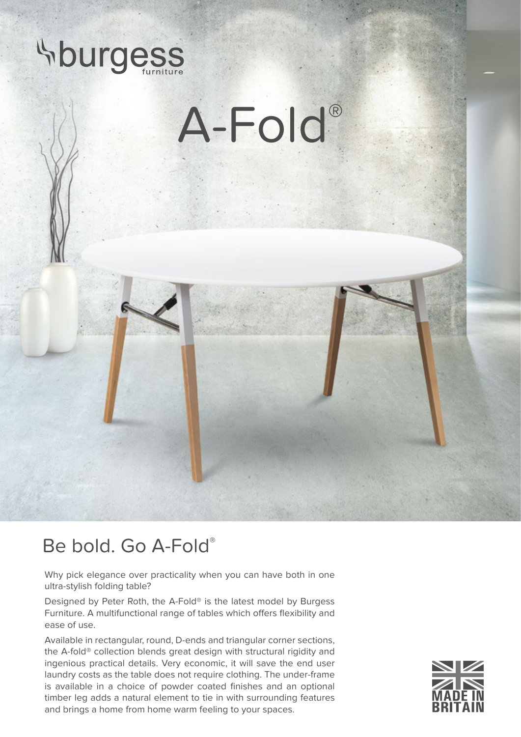burgess furniture

# A-Fold®

## Be bold. Go A-Fold®

Why pick elegance over practicality when you can have both in one ultra-stylish folding table?

Designed by Peter Roth, the A-Fold® is the latest model by Burgess Furniture. A multifunctional range of tables which offers flexibility and ease of use.

Available in rectangular, round, D-ends and triangular corner sections, the A-fold® collection blends great design with structural rigidity and ingenious practical details. Very economic, it will save the end user laundry costs as the table does not require clothing. The under-frame is available in a choice of powder coated finishes and an optional timber leg adds a natural element to tie in with surrounding features and brings a home from home warm feeling to your spaces.

MADE IN BRITAIN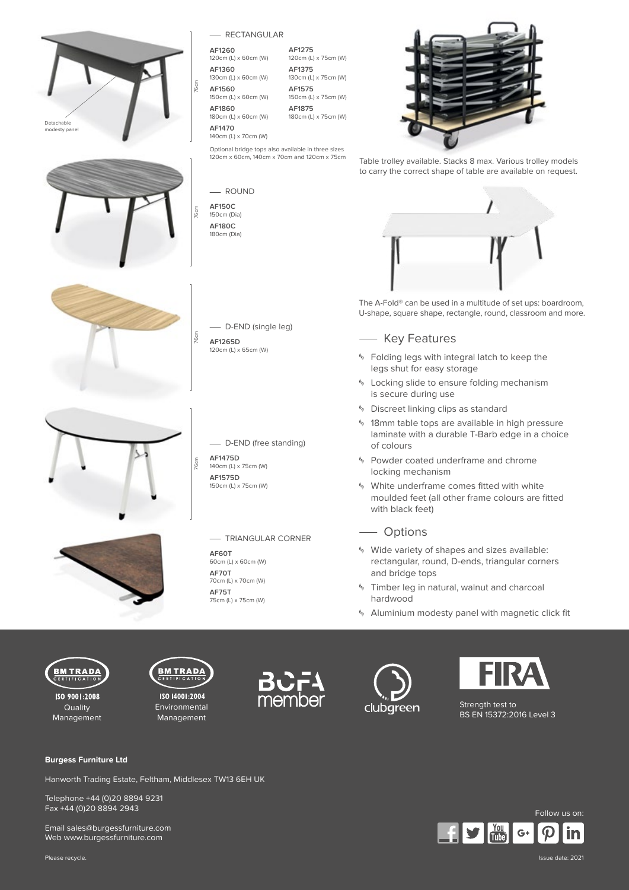Detachable modesty panel

76cm

## RECTANGULAR

**AF1260**
120cm (L) x 60cm (W)

**AF1360**
130cm (L) x 60cm (W)

**AF1560**
150cm (L) x 60cm (W)

**AF1860**
180cm (L) x 60cm (W)

**AF1470**
140cm (L) x 70cm (W)

**AF1275**
120cm (L) x 75cm (W)

**AF1375**
130cm (L) x 75cm (W)

**AF1575**
150cm (L) x 75cm (W)

**AF1875**
180cm (L) x 75cm (W)

Optional bridge tops also available in three sizes 120cm x 60cm, 140cm x 70cm and 120cm x 75cm

76cm

## ROUND

**AF150C**
150cm (Dia)

**AF180C**
180cm (Dia)

76cm

## D-END (single leg)

**AF1265D**
120cm (L) x 65cm (W)

76cm

## D-END (free standing)

**AF1475D**
140cm (L) x 75cm (W)

**AF1575D**
150cm (L) x 75cm (W)

## TRIANGULAR CORNER

**AF60T**
60cm (L) x 60cm (W)

**AF70T**
70cm (L) x 70cm (W)

**AF75T**
75cm (L) x 75cm (W)

Table trolley available. Stacks 8 max. Various trolley models to carry the correct shape of table are available on request.

The A-Fold® can be used in a multitude of set ups: boardroom, U-shape, square shape, rectangle, round, classroom and more.

## Key Features

- Folding legs with integral latch to keep the legs shut for easy storage
- Locking slide to ensure folding mechanism is secure during use
- Discreet linking clips as standard
- 18mm table tops are available in high pressure laminate with a durable T-Barb edge in a choice of colours
- Powder coated underframe and chrome locking mechanism
- White underframe comes fitted with white moulded feet (all other frame colours are fitted with black feet)

## Options

- Wide variety of shapes and sizes available: rectangular, round, D-ends, triangular corners and bridge tops
- Timber leg in natural, walnut and charcoal hardwood
- Aluminium modesty panel with magnetic click fit

BM TRADA CERTIFICATION
ISO 9001:2008
Quality Management

BM TRADA CERTIFICATION
ISO 14001:2004
Environmental Management

BCFA member

clubgreen

FIRA
Strength test to BS EN 15372:2016 Level 3

**Burgess Furniture Ltd**

Hanworth Trading Estate, Feltham, Middlesex TW13 6EH UK

Telephone +44 (0)20 8894 9231
Fax +44 (0)20 8894 2943

Email sales@burgessfurniture.com
Web www.burgessfurniture.com

Follow us on:

Please recycle.

Issue date: 2021